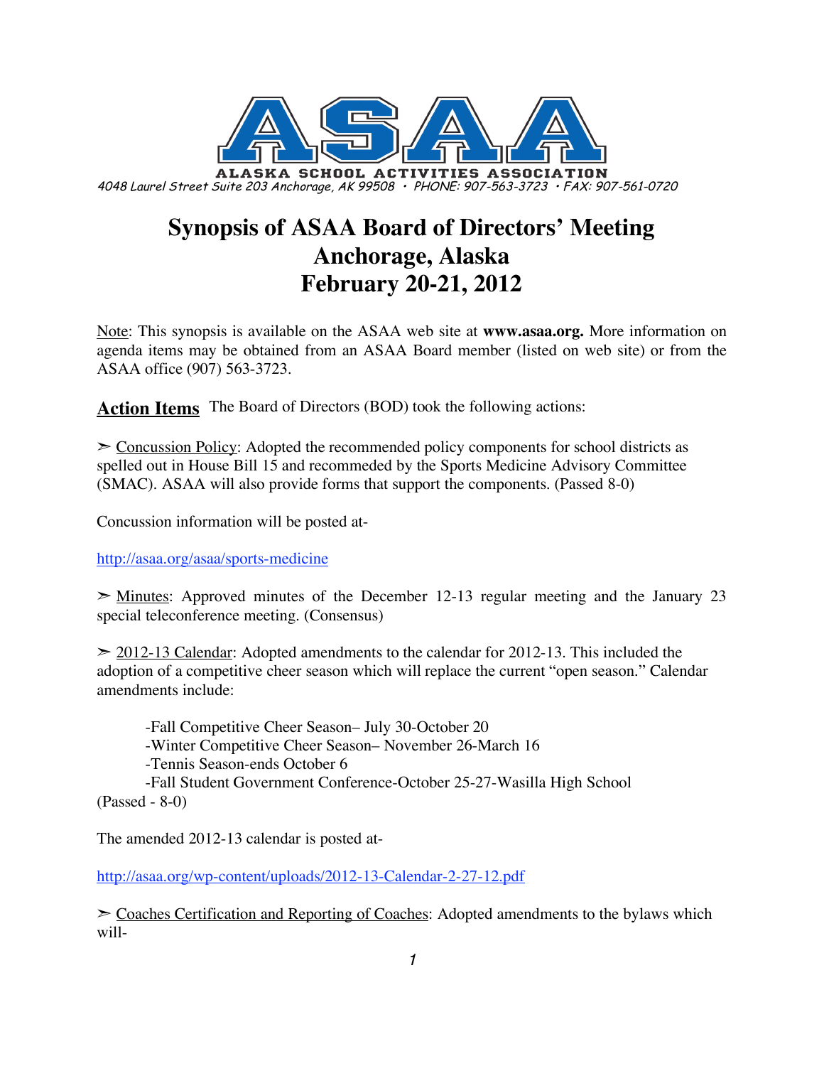**ALASKA SCHOOL ACTIVITIES ASSOCIATION**

4048 Laurel Street Suite 203 Anchorage, AK 99508 • PHONE: 907-563-3723 • FAX: 907-561-0720

# Synopsis of ASAA Board of Directors' Meeting
# Anchorage, Alaska
# February 20-21, 2012

Note: This synopsis is available on the ASAA web site at **www.asaa.org.** More information on agenda items may be obtained from an ASAA Board member (listed on web site) or from the ASAA office (907) 563-3723.

## Action Items

The Board of Directors (BOD) took the following actions:

➢ Concussion Policy: Adopted the recommended policy components for school districts as spelled out in House Bill 15 and recommeded by the Sports Medicine Advisory Committee (SMAC). ASAA will also provide forms that support the components. (Passed 8-0)

Concussion information will be posted at-

http://asaa.org/asaa/sports-medicine

➢ Minutes: Approved minutes of the December 12-13 regular meeting and the January 23 special teleconference meeting. (Consensus)

➢ 2012-13 Calendar: Adopted amendments to the calendar for 2012-13. This included the adoption of a competitive cheer season which will replace the current "open season." Calendar amendments include:

-Fall Competitive Cheer Season– July 30-October 20
-Winter Competitive Cheer Season– November 26-March 16
-Tennis Season-ends October 6
-Fall Student Government Conference-October 25-27-Wasilla High School

(Passed - 8-0)

The amended 2012-13 calendar is posted at-

http://asaa.org/wp-content/uploads/2012-13-Calendar-2-27-12.pdf

➢ Coaches Certification and Reporting of Coaches: Adopted amendments to the bylaws which will-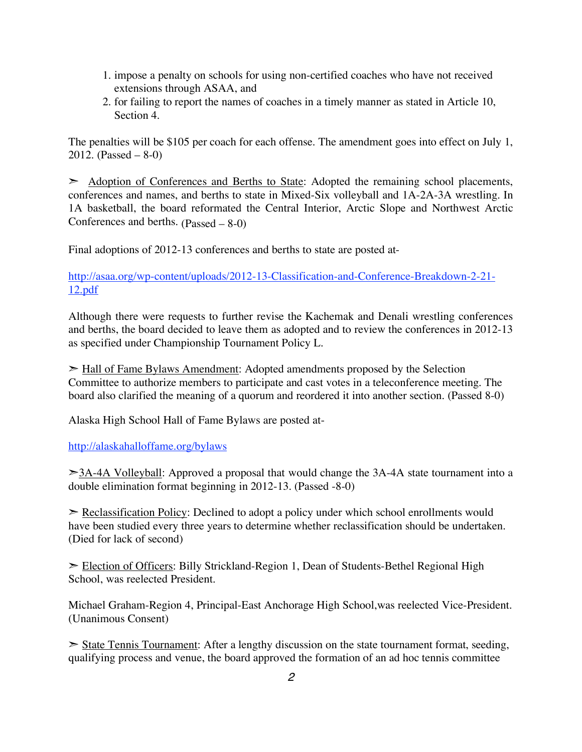1. impose a penalty on schools for using non-certified coaches who have not received extensions through ASAA, and
2. for failing to report the names of coaches in a timely manner as stated in Article 10, Section 4.

The penalties will be $105 per coach for each offense. The amendment goes into effect on July 1, 2012. (Passed – 8-0)

➢ Adoption of Conferences and Berths to State: Adopted the remaining school placements, conferences and names, and berths to state in Mixed-Six volleyball and 1A-2A-3A wrestling. In 1A basketball, the board reformated the Central Interior, Arctic Slope and Northwest Arctic Conferences and berths. (Passed – 8-0)

Final adoptions of 2012-13 conferences and berths to state are posted at-

http://asaa.org/wp-content/uploads/2012-13-Classification-and-Conference-Breakdown-2-21-12.pdf

Although there were requests to further revise the Kachemak and Denali wrestling conferences and berths, the board decided to leave them as adopted and to review the conferences in 2012-13 as specified under Championship Tournament Policy L.

➢ Hall of Fame Bylaws Amendment: Adopted amendments proposed by the Selection Committee to authorize members to participate and cast votes in a teleconference meeting. The board also clarified the meaning of a quorum and reordered it into another section. (Passed 8-0)

Alaska High School Hall of Fame Bylaws are posted at-

http://alaskahalloffame.org/bylaws

➢3A-4A Volleyball: Approved a proposal that would change the 3A-4A state tournament into a double elimination format beginning in 2012-13. (Passed -8-0)

➢ Reclassification Policy: Declined to adopt a policy under which school enrollments would have been studied every three years to determine whether reclassification should be undertaken. (Died for lack of second)

➢ Election of Officers: Billy Strickland-Region 1, Dean of Students-Bethel Regional High School, was reelected President.

Michael Graham-Region 4, Principal-East Anchorage High School,was reelected Vice-President. (Unanimous Consent)

➢ State Tennis Tournament: After a lengthy discussion on the state tournament format, seeding, qualifying process and venue, the board approved the formation of an ad hoc tennis committee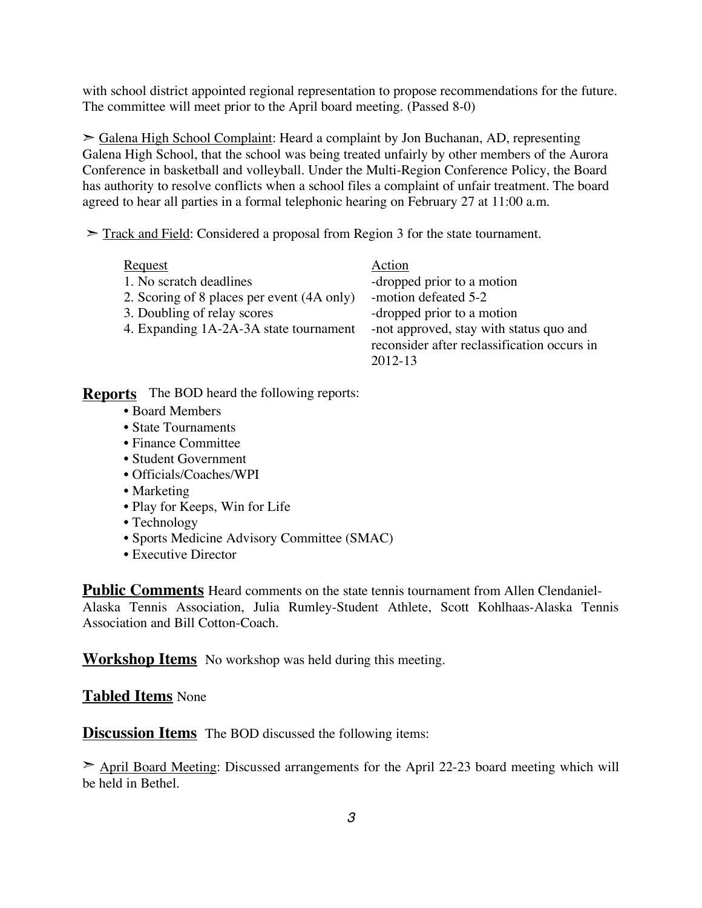with school district appointed regional representation to propose recommendations for the future. The committee will meet prior to the April board meeting. (Passed 8-0)

➢ Galena High School Complaint: Heard a complaint by Jon Buchanan, AD, representing Galena High School, that the school was being treated unfairly by other members of the Aurora Conference in basketball and volleyball. Under the Multi-Region Conference Policy, the Board has authority to resolve conflicts when a school files a complaint of unfair treatment. The board agreed to hear all parties in a formal telephonic hearing on February 27 at 11:00 a.m.

➢ Track and Field: Considered a proposal from Region 3 for the state tournament.

| Request | Action |
|---|---|
| 1. No scratch deadlines | -dropped prior to a motion |
| 2. Scoring of 8 places per event (4A only) | -motion defeated 5-2 |
| 3. Doubling of relay scores | -dropped prior to a motion |
| 4. Expanding 1A-2A-3A state tournament | -not approved, stay with status quo and reconsider after reclassification occurs in 2012-13 |

## Reports

The BOD heard the following reports:

- Board Members
- State Tournaments
- Finance Committee
- Student Government
- Officials/Coaches/WPI
- Marketing
- Play for Keeps, Win for Life
- Technology
- Sports Medicine Advisory Committee (SMAC)
- Executive Director

## Public Comments

Heard comments on the state tennis tournament from Allen Clendaniel-Alaska Tennis Association, Julia Rumley-Student Athlete, Scott Kohlhaas-Alaska Tennis Association and Bill Cotton-Coach.

## Workshop Items

No workshop was held during this meeting.

## Tabled Items

None

## Discussion Items

The BOD discussed the following items:

➢ April Board Meeting: Discussed arrangements for the April 22-23 board meeting which will be held in Bethel.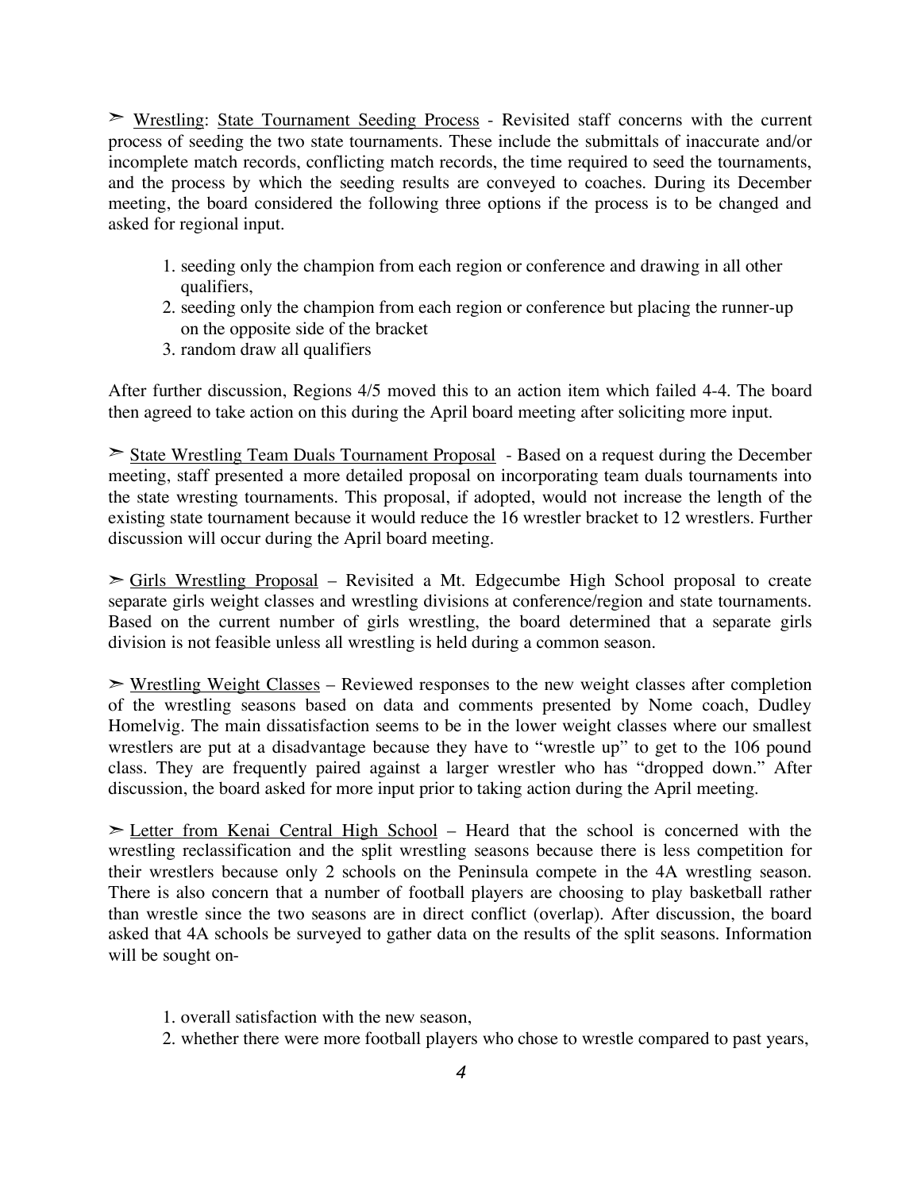➢ Wrestling: State Tournament Seeding Process - Revisited staff concerns with the current process of seeding the two state tournaments. These include the submittals of inaccurate and/or incomplete match records, conflicting match records, the time required to seed the tournaments, and the process by which the seeding results are conveyed to coaches. During its December meeting, the board considered the following three options if the process is to be changed and asked for regional input.

1. seeding only the champion from each region or conference and drawing in all other qualifiers,
2. seeding only the champion from each region or conference but placing the runner-up on the opposite side of the bracket
3. random draw all qualifiers

After further discussion, Regions 4/5 moved this to an action item which failed 4-4. The board then agreed to take action on this during the April board meeting after soliciting more input.

➢ State Wrestling Team Duals Tournament Proposal - Based on a request during the December meeting, staff presented a more detailed proposal on incorporating team duals tournaments into the state wresting tournaments. This proposal, if adopted, would not increase the length of the existing state tournament because it would reduce the 16 wrestler bracket to 12 wrestlers. Further discussion will occur during the April board meeting.

➢ Girls Wrestling Proposal – Revisited a Mt. Edgecumbe High School proposal to create separate girls weight classes and wrestling divisions at conference/region and state tournaments. Based on the current number of girls wrestling, the board determined that a separate girls division is not feasible unless all wrestling is held during a common season.

➢ Wrestling Weight Classes – Reviewed responses to the new weight classes after completion of the wrestling seasons based on data and comments presented by Nome coach, Dudley Homelvig. The main dissatisfaction seems to be in the lower weight classes where our smallest wrestlers are put at a disadvantage because they have to "wrestle up" to get to the 106 pound class. They are frequently paired against a larger wrestler who has "dropped down." After discussion, the board asked for more input prior to taking action during the April meeting.

➢ Letter from Kenai Central High School – Heard that the school is concerned with the wrestling reclassification and the split wrestling seasons because there is less competition for their wrestlers because only 2 schools on the Peninsula compete in the 4A wrestling season. There is also concern that a number of football players are choosing to play basketball rather than wrestle since the two seasons are in direct conflict (overlap). After discussion, the board asked that 4A schools be surveyed to gather data on the results of the split seasons. Information will be sought on-

1. overall satisfaction with the new season,
2. whether there were more football players who chose to wrestle compared to past years,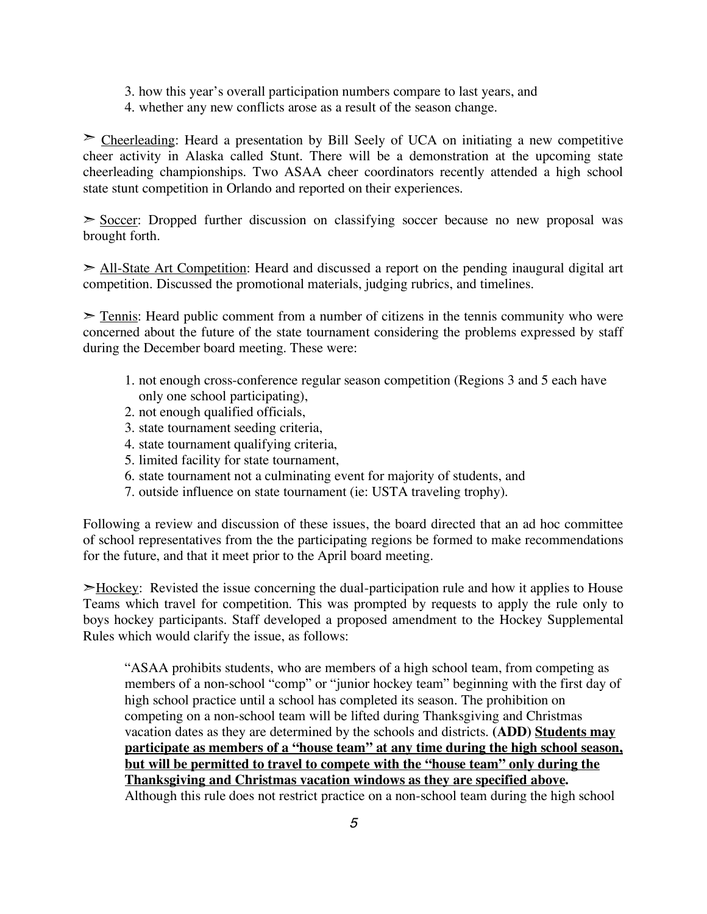3. how this year's overall participation numbers compare to last years, and
4. whether any new conflicts arose as a result of the season change.

➣ <u>Cheerleading</u>: Heard a presentation by Bill Seely of UCA on initiating a new competitive cheer activity in Alaska called Stunt. There will be a demonstration at the upcoming state cheerleading championships. Two ASAA cheer coordinators recently attended a high school state stunt competition in Orlando and reported on their experiences.

➣ <u>Soccer</u>: Dropped further discussion on classifying soccer because no new proposal was brought forth.

➣ <u>All-State Art Competition</u>: Heard and discussed a report on the pending inaugural digital art competition. Discussed the promotional materials, judging rubrics, and timelines.

➣ <u>Tennis</u>: Heard public comment from a number of citizens in the tennis community who were concerned about the future of the state tournament considering the problems expressed by staff during the December board meeting. These were:

1. not enough cross-conference regular season competition (Regions 3 and 5 each have only one school participating),
2. not enough qualified officials,
3. state tournament seeding criteria,
4. state tournament qualifying criteria,
5. limited facility for state tournament,
6. state tournament not a culminating event for majority of students, and
7. outside influence on state tournament (ie: USTA traveling trophy).

Following a review and discussion of these issues, the board directed that an ad hoc committee of school representatives from the the participating regions be formed to make recommendations for the future, and that it meet prior to the April board meeting.

➣<u>Hockey</u>: Revisted the issue concerning the dual-participation rule and how it applies to House Teams which travel for competition. This was prompted by requests to apply the rule only to boys hockey participants. Staff developed a proposed amendment to the Hockey Supplemental Rules which would clarify the issue, as follows:

> "ASAA prohibits students, who are members of a high school team, from competing as members of a non-school "comp" or "junior hockey team" beginning with the first day of high school practice until a school has completed its season. The prohibition on competing on a non-school team will be lifted during Thanksgiving and Christmas vacation dates as they are determined by the schools and districts. **(ADD) <u>Students may participate as members of a "house team" at any time during the high school season, but will be permitted to travel to compete with the "house team" only during the Thanksgiving and Christmas vacation windows as they are specified above</u>.** Although this rule does not restrict practice on a non-school team during the high school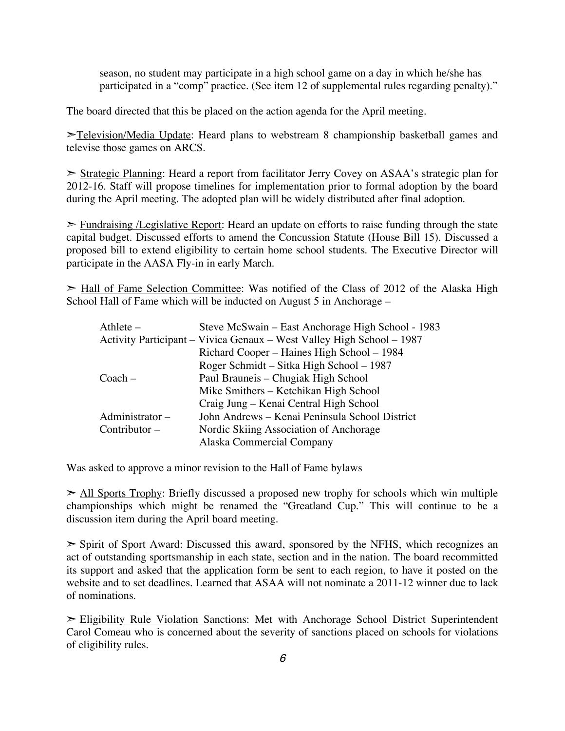season, no student may participate in a high school game on a day in which he/she has participated in a "comp" practice. (See item 12 of supplemental rules regarding penalty)."

The board directed that this be placed on the action agenda for the April meeting.

➢ Television/Media Update: Heard plans to webstream 8 championship basketball games and televise those games on ARCS.

➢ Strategic Planning: Heard a report from facilitator Jerry Covey on ASAA's strategic plan for 2012-16. Staff will propose timelines for implementation prior to formal adoption by the board during the April meeting. The adopted plan will be widely distributed after final adoption.

➢ Fundraising /Legislative Report: Heard an update on efforts to raise funding through the state capital budget. Discussed efforts to amend the Concussion Statute (House Bill 15). Discussed a proposed bill to extend eligibility to certain home school students. The Executive Director will participate in the AASA Fly-in in early March.

➢ Hall of Fame Selection Committee: Was notified of the Class of 2012 of the Alaska High School Hall of Fame which will be inducted on August 5 in Anchorage –

| | |
|---|---|
| Athlete – | Steve McSwain – East Anchorage High School - 1983 |
| Activity Participant – | Vivica Genaux – West Valley High School – 1987 |
| | Richard Cooper – Haines High School – 1984 |
| | Roger Schmidt – Sitka High School – 1987 |
| Coach – | Paul Brauneis – Chugiak High School |
| | Mike Smithers – Ketchikan High School |
| | Craig Jung – Kenai Central High School |
| Administrator – | John Andrews – Kenai Peninsula School District |
| Contributor – | Nordic Skiing Association of Anchorage |
| | Alaska Commercial Company |

Was asked to approve a minor revision to the Hall of Fame bylaws

➢ All Sports Trophy: Briefly discussed a proposed new trophy for schools which win multiple championships which might be renamed the "Greatland Cup." This will continue to be a discussion item during the April board meeting.

➢ Spirit of Sport Award: Discussed this award, sponsored by the NFHS, which recognizes an act of outstanding sportsmanship in each state, section and in the nation. The board recommitted its support and asked that the application form be sent to each region, to have it posted on the website and to set deadlines. Learned that ASAA will not nominate a 2011-12 winner due to lack of nominations.

➢ Eligibility Rule Violation Sanctions: Met with Anchorage School District Superintendent Carol Comeau who is concerned about the severity of sanctions placed on schools for violations of eligibility rules.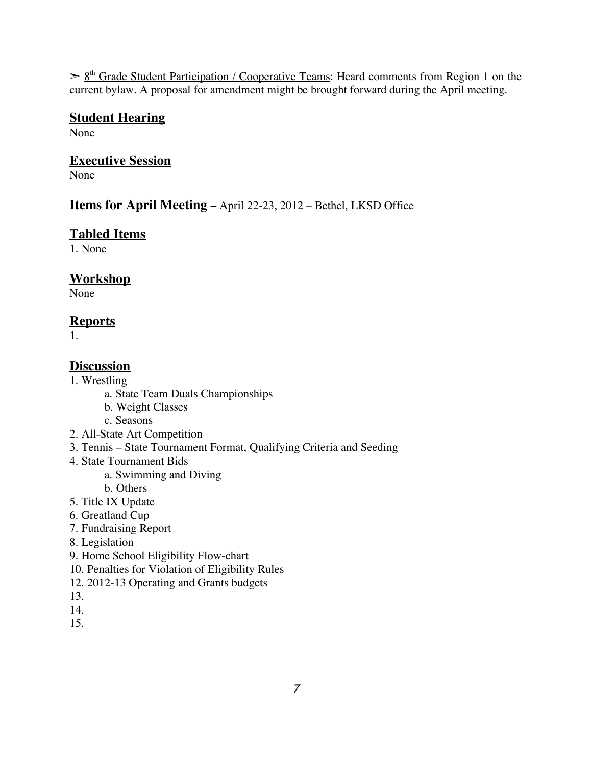➢ 8th Grade Student Participation / Cooperative Teams: Heard comments from Region 1 on the current bylaw. A proposal for amendment might be brought forward during the April meeting.

## Student Hearing

None

## Executive Session

None

## Items for April Meeting – April 22-23, 2012 – Bethel, LKSD Office

## Tabled Items

1. None

## Workshop

None

## Reports

1.

## Discussion

1. Wrestling
   a. State Team Duals Championships
   b. Weight Classes
   c. Seasons
2. All-State Art Competition
3. Tennis – State Tournament Format, Qualifying Criteria and Seeding
4. State Tournament Bids
   a. Swimming and Diving
   b. Others
5. Title IX Update
6. Greatland Cup
7. Fundraising Report
8. Legislation
9. Home School Eligibility Flow-chart
10. Penalties for Violation of Eligibility Rules
12. 2012-13 Operating and Grants budgets
13.
14.
15.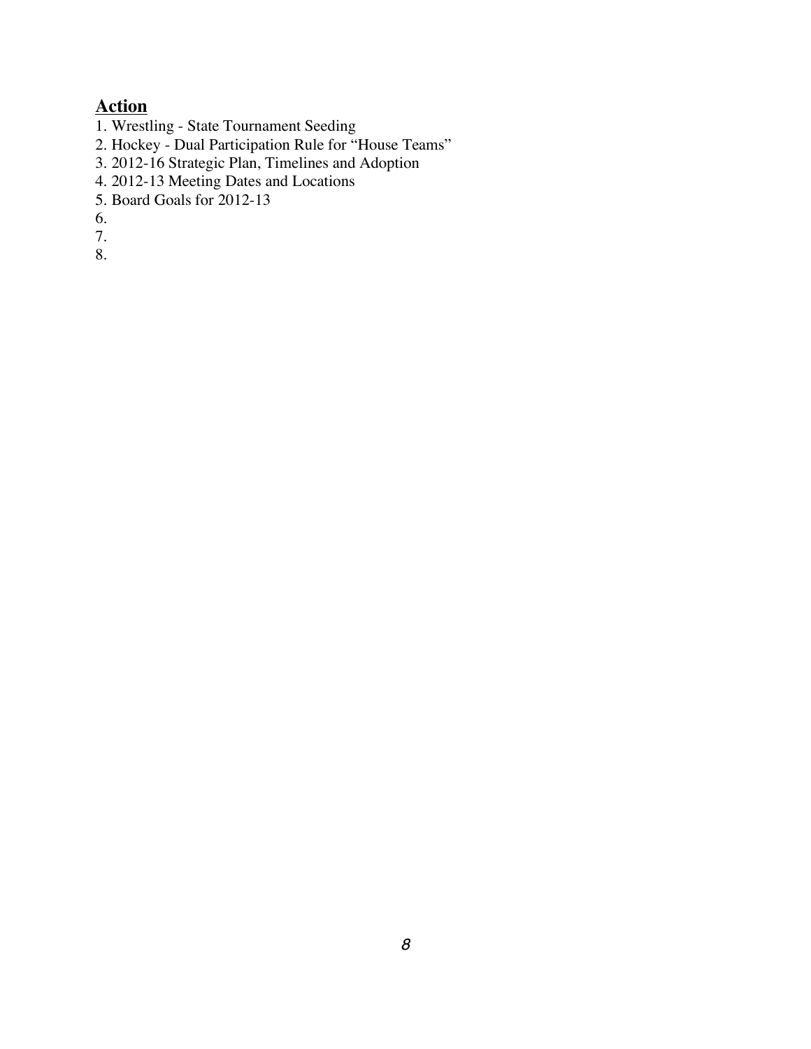## Action

1. Wrestling - State Tournament Seeding
2. Hockey - Dual Participation Rule for "House Teams"
3. 2012-16 Strategic Plan, Timelines and Adoption
4. 2012-13 Meeting Dates and Locations
5. Board Goals for 2012-13
6.
7.
8.